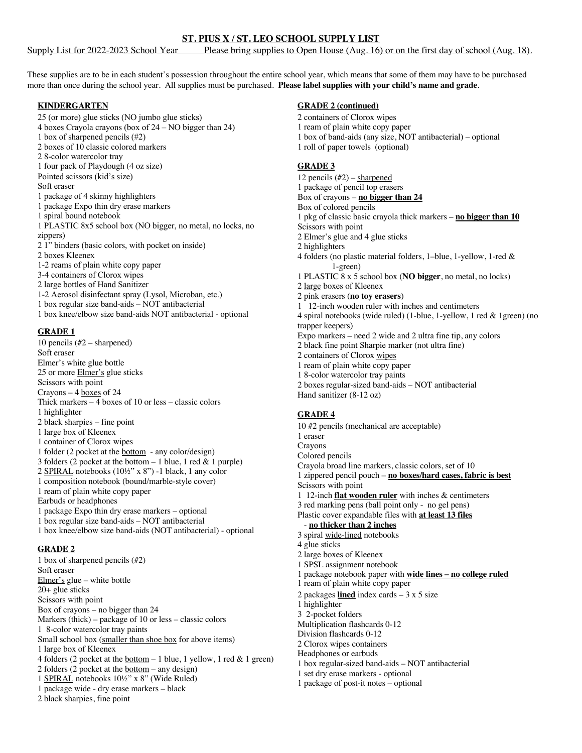# ST. PIUS X / ST. LEO SCHOOL SUPPLY LIST

Supply List for 2022-2023 School Year Please bring supplies to Open House (Aug. 16) or on the first day of school (Aug. 18).

These supplies are to be in each student's possession throughout the entire school year, which means that some of them may have to be purchased more than once during the school year. All supplies must be purchased. **Please label supplies with your child's name and grade**.

## KINDERGARTEN

25 (or more) glue sticks (NO jumbo glue sticks)
4 boxes Crayola crayons (box of 24 – NO bigger than 24)
1 box of sharpened pencils (#2)
2 boxes of 10 classic colored markers
2 8-color watercolor tray
1 four pack of Playdough (4 oz size)
Pointed scissors (kid's size)
Soft eraser
1 package of 4 skinny highlighters
1 package Expo thin dry erase markers
1 spiral bound notebook
1 PLASTIC 8x5 school box (NO bigger, no metal, no locks, no zippers)
2 1" binders (basic colors, with pocket on inside)
2 boxes Kleenex
1-2 reams of plain white copy paper
3-4 containers of Clorox wipes
2 large bottles of Hand Sanitizer
1-2 Aerosol disinfectant spray (Lysol, Microban, etc.)
1 box regular size band-aids – NOT antibacterial
1 box knee/elbow size band-aids NOT antibacterial - optional

## GRADE 1

10 pencils (#2 – sharpened)
Soft eraser
Elmer's white glue bottle
25 or more Elmer's glue sticks
Scissors with point
Crayons – 4 boxes of 24
Thick markers – 4 boxes of 10 or less – classic colors
1 highlighter
2 black sharpies – fine point
1 large box of Kleenex
1 container of Clorox wipes
1 folder (2 pocket at the bottom - any color/design)
3 folders (2 pocket at the bottom – 1 blue, 1 red & 1 purple)
2 SPIRAL notebooks (10½" x 8") -1 black, 1 any color
1 composition notebook (bound/marble-style cover)
1 ream of plain white copy paper
Earbuds or headphones
1 package Expo thin dry erase markers – optional
1 box regular size band-aids – NOT antibacterial
1 box knee/elbow size band-aids (NOT antibacterial) - optional

## GRADE 2

1 box of sharpened pencils (#2)
Soft eraser
Elmer's glue – white bottle
20+ glue sticks
Scissors with point
Box of crayons – no bigger than 24
Markers (thick) – package of 10 or less – classic colors
1 8-color watercolor tray paints
Small school box (smaller than shoe box for above items)
1 large box of Kleenex
4 folders (2 pocket at the bottom – 1 blue, 1 yellow, 1 red & 1 green)
2 folders (2 pocket at the bottom – any design)
1 SPIRAL notebooks 10½" x 8" (Wide Ruled)
1 package wide - dry erase markers – black
2 black sharpies, fine point

## GRADE 2 (continued)

2 containers of Clorox wipes
1 ream of plain white copy paper
1 box of band-aids (any size, NOT antibacterial) – optional
1 roll of paper towels (optional)

## GRADE 3

12 pencils (#2) – sharpened
1 package of pencil top erasers
Box of crayons – **no bigger than 24**
Box of colored pencils
1 pkg of classic basic crayola thick markers – **no bigger than 10**
Scissors with point
2 Elmer's glue and 4 glue sticks
2 highlighters
4 folders (no plastic material folders, 1–blue, 1-yellow, 1-red & 1-green)
1 PLASTIC 8 x 5 school box (**NO bigger**, no metal, no locks)
2 large boxes of Kleenex
2 pink erasers (**no toy erasers**)
1 12-inch wooden ruler with inches and centimeters
4 spiral notebooks (wide ruled) (1-blue, 1-yellow, 1 red & 1green) (no trapper keepers)
Expo markers – need 2 wide and 2 ultra fine tip, any colors
2 black fine point Sharpie marker (not ultra fine)
2 containers of Clorox wipes
1 ream of plain white copy paper
1 8-color watercolor tray paints
2 boxes regular-sized band-aids – NOT antibacterial
Hand sanitizer (8-12 oz)

## GRADE 4

10 #2 pencils (mechanical are acceptable)
1 eraser
Crayons
Colored pencils
Crayola broad line markers, classic colors, set of 10
1 zippered pencil pouch – **no boxes/hard cases, fabric is best**
Scissors with point
1 12-inch **flat wooden ruler** with inches & centimeters
3 red marking pens (ball point only - no gel pens)
Plastic cover expandable files with **at least 13 files** - **no thicker than 2 inches**
3 spiral wide-lined notebooks
4 glue sticks
2 large boxes of Kleenex
1 SPSL assignment notebook
1 package notebook paper with **wide lines – no college ruled**
1 ream of plain white copy paper
2 packages **lined** index cards – 3 x 5 size
1 highlighter
3 2-pocket folders
Multiplication flashcards 0-12
Division flashcards 0-12
2 Clorox wipes containers
Headphones or earbuds
1 box regular-sized band-aids – NOT antibacterial
1 set dry erase markers - optional
1 package of post-it notes – optional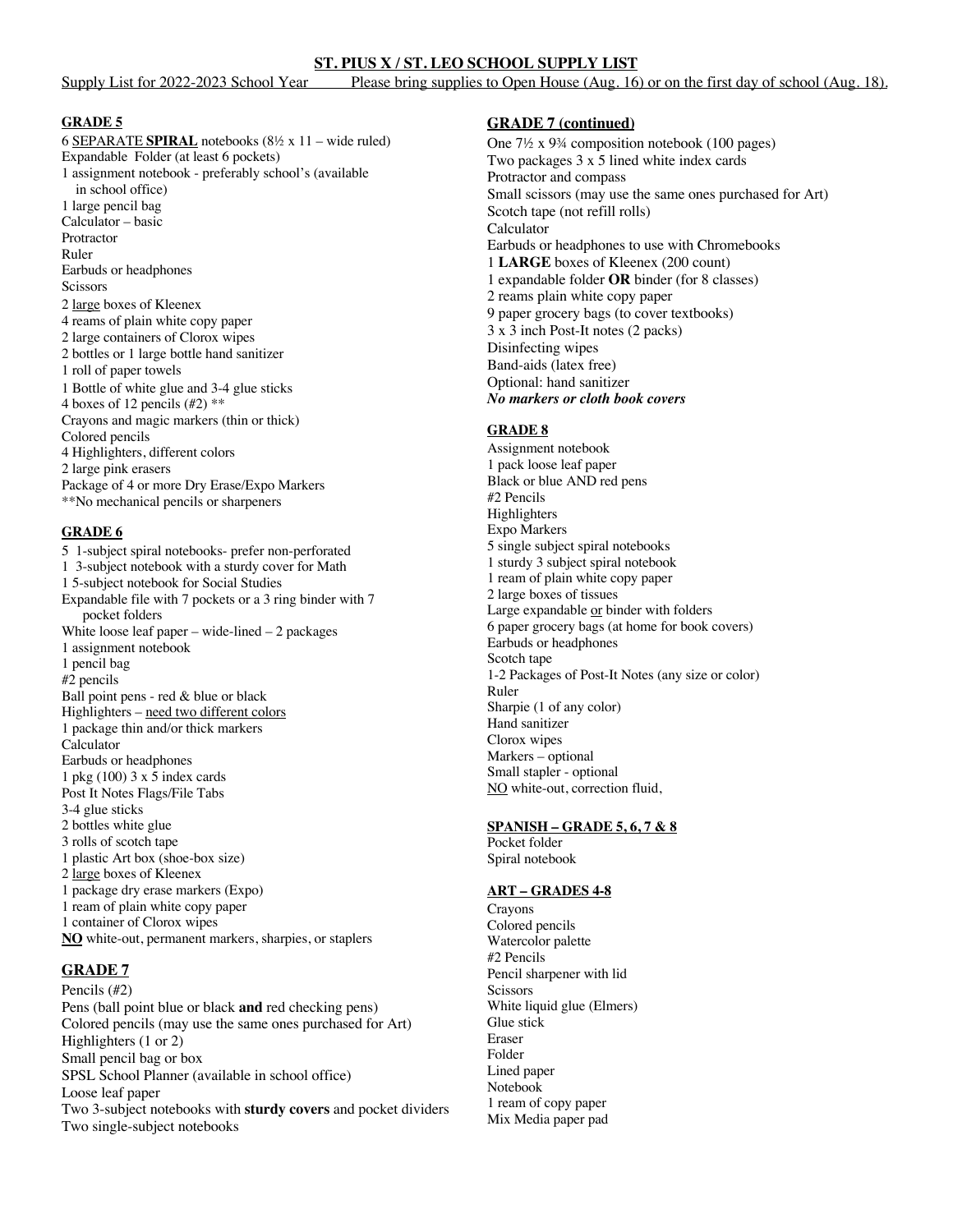# ST. PIUS X / ST. LEO SCHOOL SUPPLY LIST

Supply List for 2022-2023 School Year     Please bring supplies to Open House (Aug. 16) or on the first day of school (Aug. 18).

## GRADE 5

6 SEPARATE **SPIRAL** notebooks (8½ x 11 – wide ruled)
Expandable Folder (at least 6 pockets)
1 assignment notebook - preferably school's (available in school office)
1 large pencil bag
Calculator – basic
Protractor
Ruler
Earbuds or headphones
Scissors
2 large boxes of Kleenex
4 reams of plain white copy paper
2 large containers of Clorox wipes
2 bottles or 1 large bottle hand sanitizer
1 roll of paper towels
1 Bottle of white glue and 3-4 glue sticks
4 boxes of 12 pencils (#2) **
Crayons and magic markers (thin or thick)
Colored pencils
4 Highlighters, different colors
2 large pink erasers
Package of 4 or more Dry Erase/Expo Markers
**No mechanical pencils or sharpeners

## GRADE 6

5 1-subject spiral notebooks- prefer non-perforated
1 3-subject notebook with a sturdy cover for Math
1 5-subject notebook for Social Studies
Expandable file with 7 pockets or a 3 ring binder with 7 pocket folders
White loose leaf paper – wide-lined – 2 packages
1 assignment notebook
1 pencil bag
#2 pencils
Ball point pens - red & blue or black
Highlighters – need two different colors
1 package thin and/or thick markers
Calculator
Earbuds or headphones
1 pkg (100) 3 x 5 index cards
Post It Notes Flags/File Tabs
3-4 glue sticks
2 bottles white glue
3 rolls of scotch tape
1 plastic Art box (shoe-box size)
2 large boxes of Kleenex
1 package dry erase markers (Expo)
1 ream of plain white copy paper
1 container of Clorox wipes
**NO** white-out, permanent markers, sharpies, or staplers

## GRADE 7

Pencils (#2)
Pens (ball point blue or black **and** red checking pens)
Colored pencils (may use the same ones purchased for Art)
Highlighters (1 or 2)
Small pencil bag or box
SPSL School Planner (available in school office)
Loose leaf paper
Two 3-subject notebooks with **sturdy covers** and pocket dividers
Two single-subject notebooks

## GRADE 7 (continued)

One 7½ x 9¾ composition notebook (100 pages)
Two packages 3 x 5 lined white index cards
Protractor and compass
Small scissors (may use the same ones purchased for Art)
Scotch tape (not refill rolls)
Calculator
Earbuds or headphones to use with Chromebooks
1 **LARGE** boxes of Kleenex (200 count)
1 expandable folder **OR** binder (for 8 classes)
2 reams plain white copy paper
9 paper grocery bags (to cover textbooks)
3 x 3 inch Post-It notes (2 packs)
Disinfecting wipes
Band-aids (latex free)
Optional: hand sanitizer
***No markers or cloth book covers***

## GRADE 8

Assignment notebook
1 pack loose leaf paper
Black or blue AND red pens
#2 Pencils
Highlighters
Expo Markers
5 single subject spiral notebooks
1 sturdy 3 subject spiral notebook
1 ream of plain white copy paper
2 large boxes of tissues
Large expandable or binder with folders
6 paper grocery bags (at home for book covers)
Earbuds or headphones
Scotch tape
1-2 Packages of Post-It Notes (any size or color)
Ruler
Sharpie (1 of any color)
Hand sanitizer
Clorox wipes
Markers – optional
Small stapler - optional
NO white-out, correction fluid,

## SPANISH – GRADE 5, 6, 7 & 8

Pocket folder
Spiral notebook

## ART – GRADES 4-8

Crayons
Colored pencils
Watercolor palette
#2 Pencils
Pencil sharpener with lid
Scissors
White liquid glue (Elmers)
Glue stick
Eraser
Folder
Lined paper
Notebook
1 ream of copy paper
Mix Media paper pad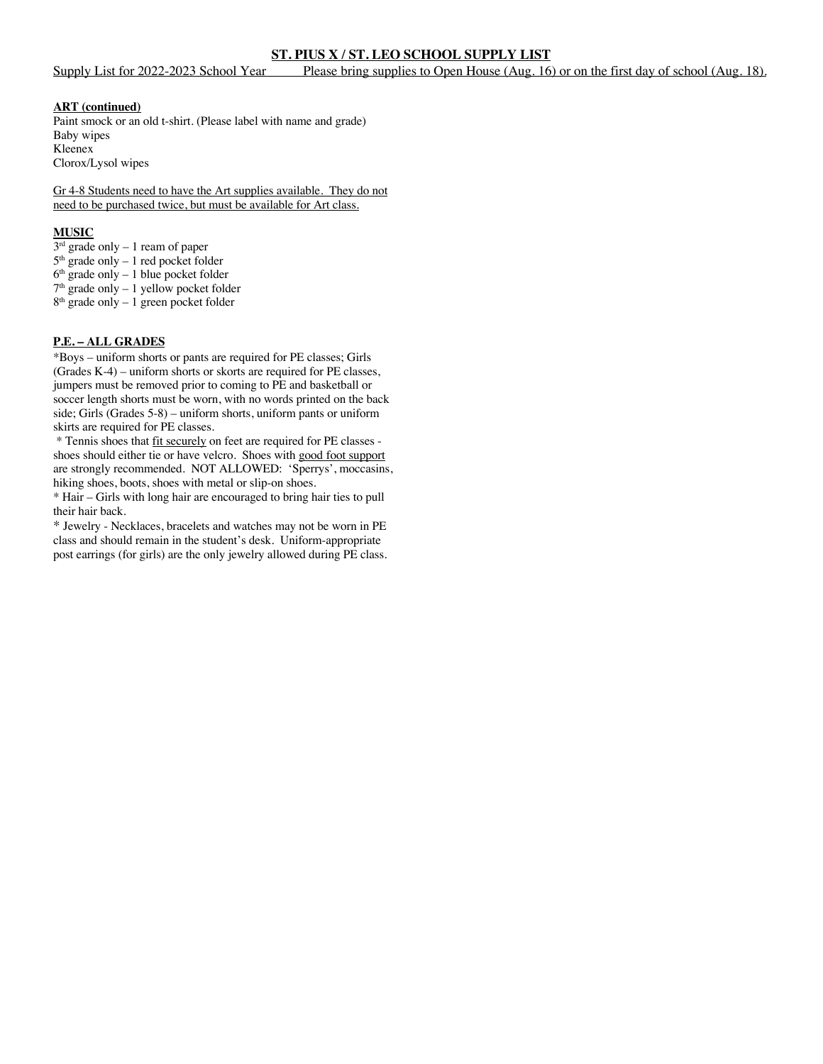**ST. PIUS X / ST. LEO SCHOOL SUPPLY LIST**

Supply List for 2022-2023 School Year Please bring supplies to Open House (Aug. 16) or on the first day of school (Aug. 18).

**ART (continued)**

Paint smock or an old t-shirt. (Please label with name and grade)
Baby wipes
Kleenex
Clorox/Lysol wipes

Gr 4-8 Students need to have the Art supplies available. They do not need to be purchased twice, but must be available for Art class.

**MUSIC**

3rd grade only – 1 ream of paper
5th grade only – 1 red pocket folder
6th grade only – 1 blue pocket folder
7th grade only – 1 yellow pocket folder
8th grade only – 1 green pocket folder

**P.E. – ALL GRADES**

*Boys – uniform shorts or pants are required for PE classes; Girls (Grades K-4) – uniform shorts or skorts are required for PE classes, jumpers must be removed prior to coming to PE and basketball or soccer length shorts must be worn, with no words printed on the back side; Girls (Grades 5-8) – uniform shorts, uniform pants or uniform skirts are required for PE classes.

* Tennis shoes that fit securely on feet are required for PE classes - shoes should either tie or have velcro. Shoes with good foot support are strongly recommended. NOT ALLOWED: 'Sperrys', moccasins, hiking shoes, boots, shoes with metal or slip-on shoes.

* Hair – Girls with long hair are encouraged to bring hair ties to pull their hair back.

* Jewelry - Necklaces, bracelets and watches may not be worn in PE class and should remain in the student's desk. Uniform-appropriate post earrings (for girls) are the only jewelry allowed during PE class.